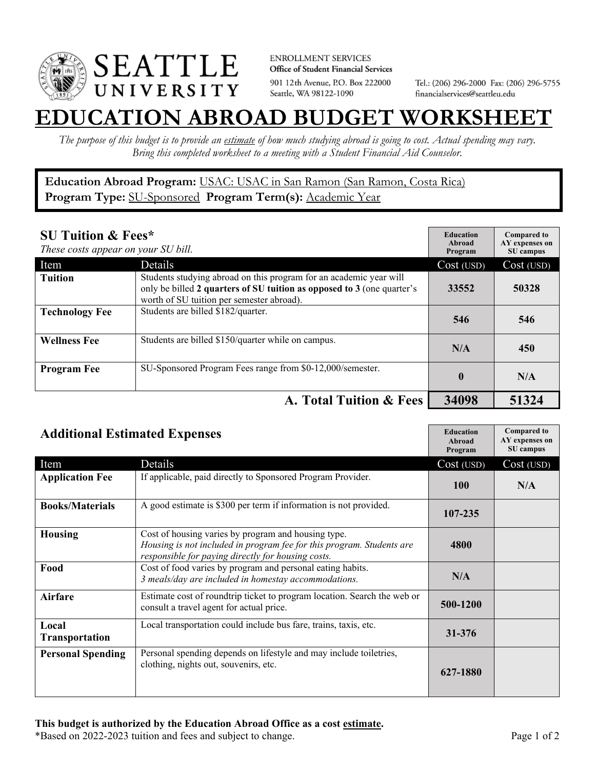SEATTLE UNIVERSITY

ENROLLMENT SERVICES
**Office of Student Financial Services**
901 12th Avenue, P.O. Box 222000
Seattle, WA 98122-1090

Tel.: (206) 296-2000 Fax: (206) 296-5755
financialservices@seattleu.edu

# EDUCATION ABROAD BUDGET WORKSHEET

*The purpose of this budget is to provide an estimate of how much studying abroad is going to cost. Actual spending may vary. Bring this completed worksheet to a meeting with a Student Financial Aid Counselor.*

**Education Abroad Program:** USAC: USAC in San Ramon (San Ramon, Costa Rica)
**Program Type:** SU-Sponsored **Program Term(s):** Academic Year

## SU Tuition & Fees*

*These costs appear on your SU bill.*

| Item | Details | Education Abroad Program Cost (USD) | Compared to AY expenses on SU campus Cost (USD) |
|---|---|---|---|
| **Tuition** | Students studying abroad on this program for an academic year will only be billed **2 quarters of SU tuition as opposed to 3** (one quarter's worth of SU tuition per semester abroad). | 33552 | 50328 |
| **Technology Fee** | Students are billed $182/quarter. | 546 | 546 |
| **Wellness Fee** | Students are billed $150/quarter while on campus. | N/A | 450 |
| **Program Fee** | SU-Sponsored Program Fees range from $0-12,000/semester. | 0 | N/A |
| | **A. Total Tuition & Fees** | **34098** | **51324** |

## Additional Estimated Expenses

| Item | Details | Education Abroad Program Cost (USD) | Compared to AY expenses on SU campus Cost (USD) |
|---|---|---|---|
| **Application Fee** | If applicable, paid directly to Sponsored Program Provider. | 100 | N/A |
| **Books/Materials** | A good estimate is $300 per term if information is not provided. | 107-235 | |
| **Housing** | Cost of housing varies by program and housing type. *Housing is not included in program fee for this program. Students are responsible for paying directly for housing costs.* | 4800 | |
| **Food** | Cost of food varies by program and personal eating habits. *3 meals/day are included in homestay accommodations.* | N/A | |
| **Airfare** | Estimate cost of roundtrip ticket to program location. Search the web or consult a travel agent for actual price. | 500-1200 | |
| **Local Transportation** | Local transportation could include bus fare, trains, taxis, etc. | 31-376 | |
| **Personal Spending** | Personal spending depends on lifestyle and may include toiletries, clothing, nights out, souvenirs, etc. | 627-1880 | |

**This budget is authorized by the Education Abroad Office as a cost estimate.**
*Based on 2022-2023 tuition and fees and subject to change.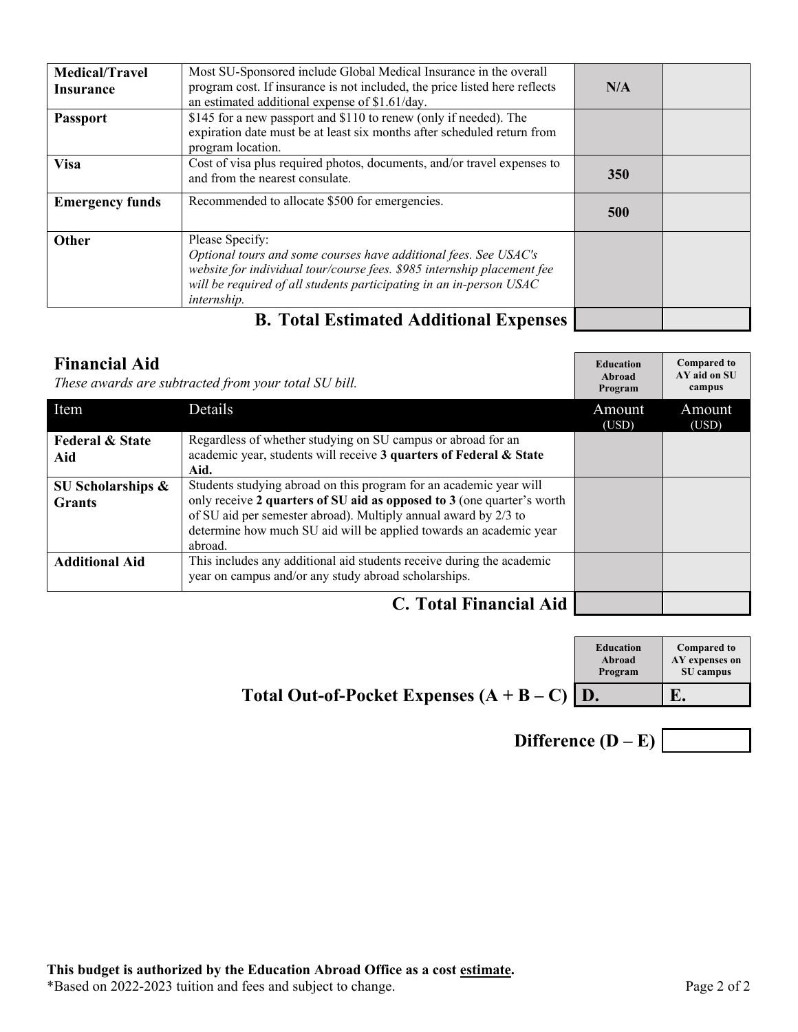| | | | |
|---|---|---|---|
| **Medical/Travel Insurance** | Most SU-Sponsored include Global Medical Insurance in the overall program cost. If insurance is not included, the price listed here reflects an estimated additional expense of $1.61/day. | **N/A** | |
| **Passport** | $145 for a new passport and $110 to renew (only if needed). The expiration date must be at least six months after scheduled return from program location. | | |
| **Visa** | Cost of visa plus required photos, documents, and/or travel expenses to and from the nearest consulate. | **350** | |
| **Emergency funds** | Recommended to allocate $500 for emergencies. | **500** | |
| **Other** | Please Specify: *Optional tours and some courses have additional fees. See USAC's website for individual tour/course fees. $985 internship placement fee will be required of all students participating in an in-person USAC internship.* | | |
| | **B. Total Estimated Additional Expenses** | | |

## Financial Aid

*These awards are subtracted from your total SU bill.*

| | | **Education Abroad Program** | **Compared to AY aid on SU campus** |
|---|---|---|---|
| Item | Details | Amount (USD) | Amount (USD) |
| **Federal & State Aid** | Regardless of whether studying on SU campus or abroad for an academic year, students will receive **3 quarters of Federal & State Aid.** | | |
| **SU Scholarships & Grants** | Students studying abroad on this program for an academic year will only receive **2 quarters of SU aid as opposed to 3** (one quarter's worth of SU aid per semester abroad). Multiply annual award by 2/3 to determine how much SU aid will be applied towards an academic year abroad. | | |
| **Additional Aid** | This includes any additional aid students receive during the academic year on campus and/or any study abroad scholarships. | | |
| | **C. Total Financial Aid** | | |

| | **Education Abroad Program** | **Compared to AY expenses on SU campus** |
|---|---|---|
| **Total Out-of-Pocket Expenses (A + B – C)** | **D.** | **E.** |

**Difference (D – E)**

**This budget is authorized by the Education Abroad Office as a cost estimate.**

*Based on 2022-2023 tuition and fees and subject to change.